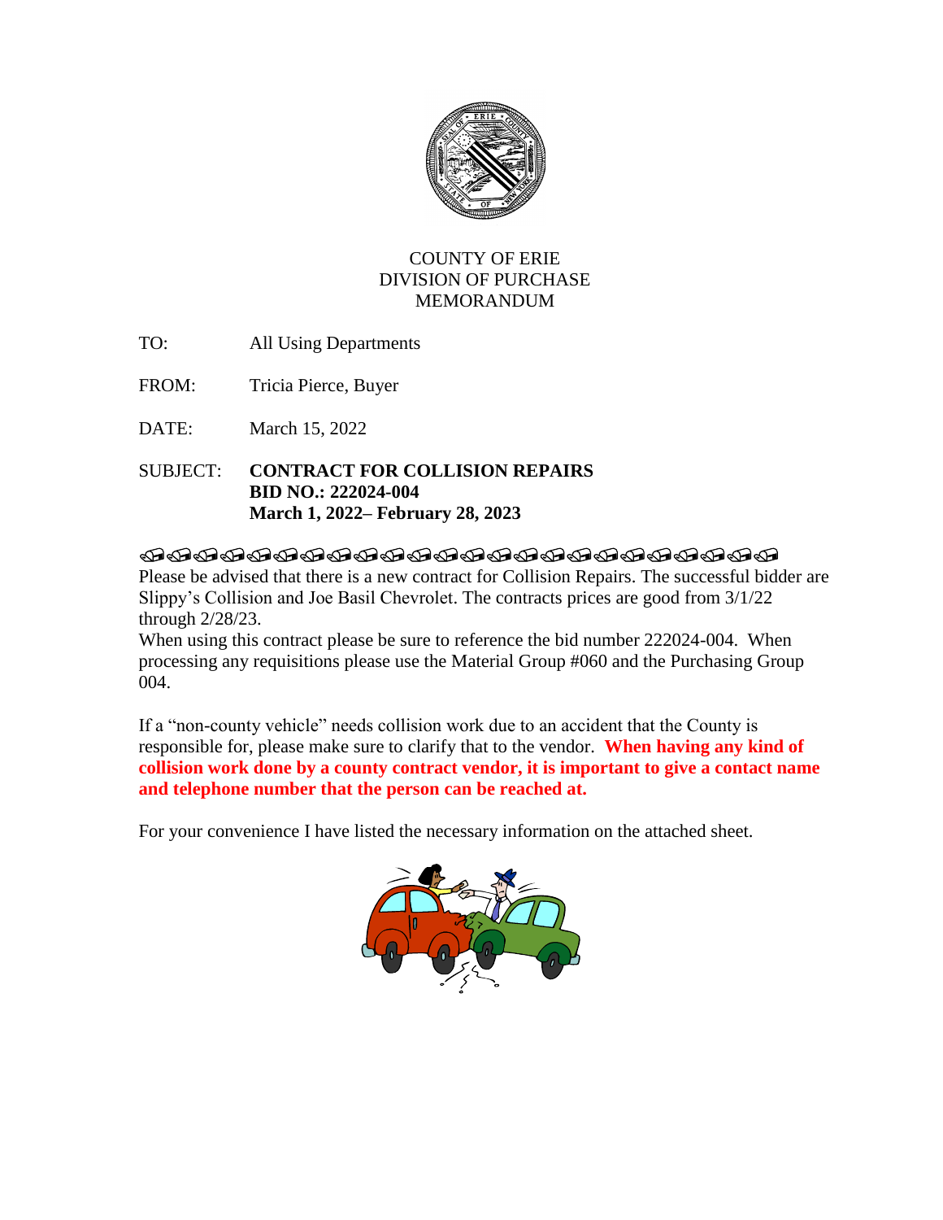COUNTY OF ERIE
DIVISION OF PURCHASE
MEMORANDUM

TO: All Using Departments

FROM: Tricia Pierce, Buyer

DATE: March 15, 2022

SUBJECT: **CONTRACT FOR COLLISION REPAIRS**
**BID NO.: 222024-004**
**March 1, 2022– February 28, 2023**

Please be advised that there is a new contract for Collision Repairs. The successful bidder are Slippy's Collision and Joe Basil Chevrolet. The contracts prices are good from 3/1/22 through 2/28/23.

When using this contract please be sure to reference the bid number 222024-004. When processing any requisitions please use the Material Group #060 and the Purchasing Group 004.

If a "non-county vehicle" needs collision work due to an accident that the County is responsible for, please make sure to clarify that to the vendor. **When having any kind of collision work done by a county contract vendor, it is important to give a contact name and telephone number that the person can be reached at.**

For your convenience I have listed the necessary information on the attached sheet.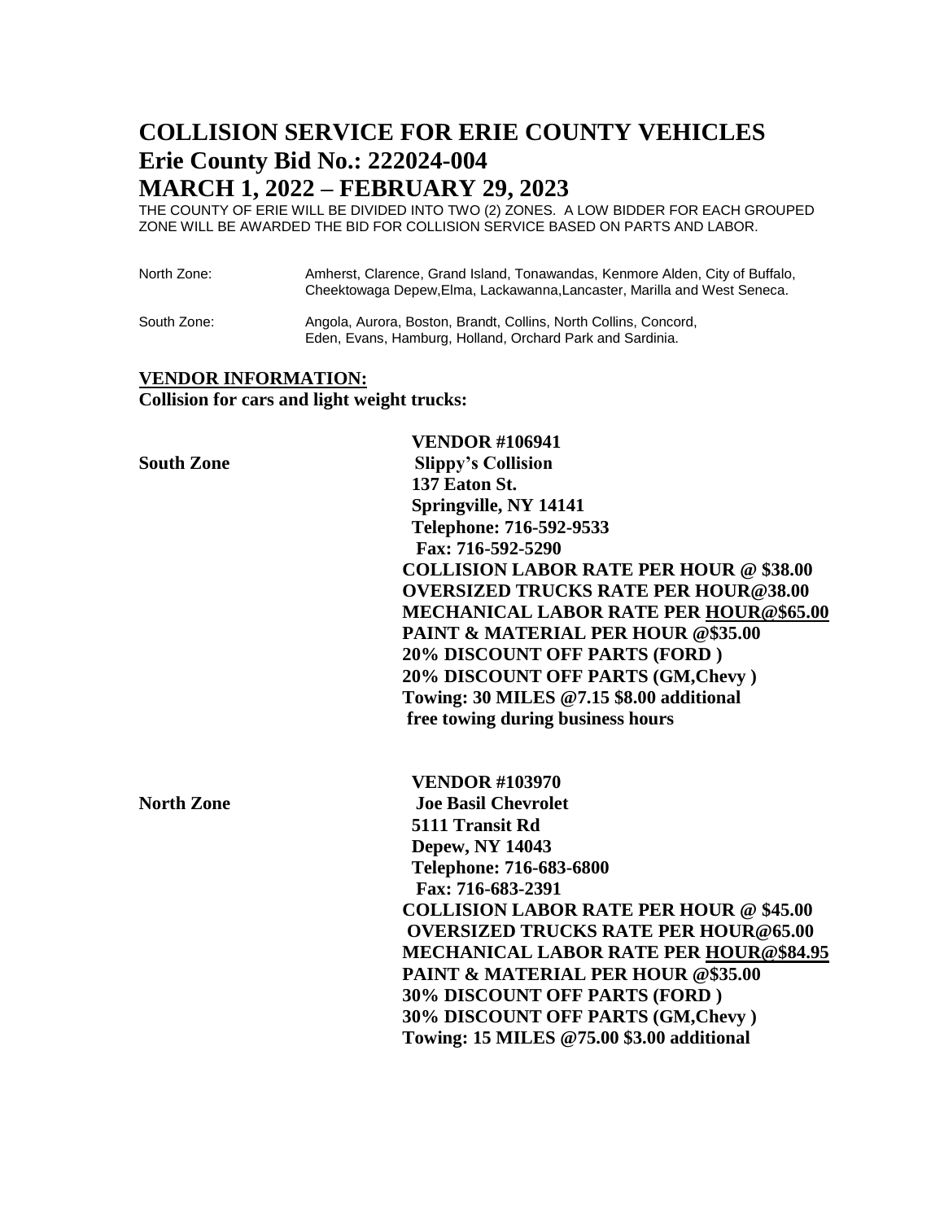# COLLISION SERVICE FOR ERIE COUNTY VEHICLES
# Erie County Bid No.: 222024-004
# MARCH 1, 2022 – FEBRUARY 29, 2023

THE COUNTY OF ERIE WILL BE DIVIDED INTO TWO (2) ZONES. A LOW BIDDER FOR EACH GROUPED ZONE WILL BE AWARDED THE BID FOR COLLISION SERVICE BASED ON PARTS AND LABOR.

| | |
|---|---|
| North Zone: | Amherst, Clarence, Grand Island, Tonawandas, Kenmore Alden, City of Buffalo, Cheektowaga Depew,Elma, Lackawanna,Lancaster, Marilla and West Seneca. |
| South Zone: | Angola, Aurora, Boston, Brandt, Collins, North Collins, Concord, Eden, Evans, Hamburg, Holland, Orchard Park and Sardinia. |

**VENDOR INFORMATION:**

**Collision for cars and light weight trucks:**

**South Zone**

**VENDOR #106941**
**Slippy's Collision**
**137 Eaton St.**
**Springville, NY 14141**
**Telephone: 716-592-9533**
**Fax: 716-592-5290**
**COLLISION LABOR RATE PER HOUR @ $38.00**
**OVERSIZED TRUCKS RATE PER HOUR@38.00**
**MECHANICAL LABOR RATE PER HOUR@$65.00**
**PAINT & MATERIAL PER HOUR @$35.00**
**20% DISCOUNT OFF PARTS (FORD )**
**20% DISCOUNT OFF PARTS (GM,Chevy )**
**Towing: 30 MILES @7.15 $8.00 additional**
**free towing during business hours**

**North Zone**

**VENDOR #103970**
**Joe Basil Chevrolet**
**5111 Transit Rd**
**Depew, NY 14043**
**Telephone: 716-683-6800**
**Fax: 716-683-2391**
**COLLISION LABOR RATE PER HOUR @ $45.00**
**OVERSIZED TRUCKS RATE PER HOUR@65.00**
**MECHANICAL LABOR RATE PER HOUR@$84.95**
**PAINT & MATERIAL PER HOUR @$35.00**
**30% DISCOUNT OFF PARTS (FORD )**
**30% DISCOUNT OFF PARTS (GM,Chevy )**
**Towing: 15 MILES @75.00 $3.00 additional**